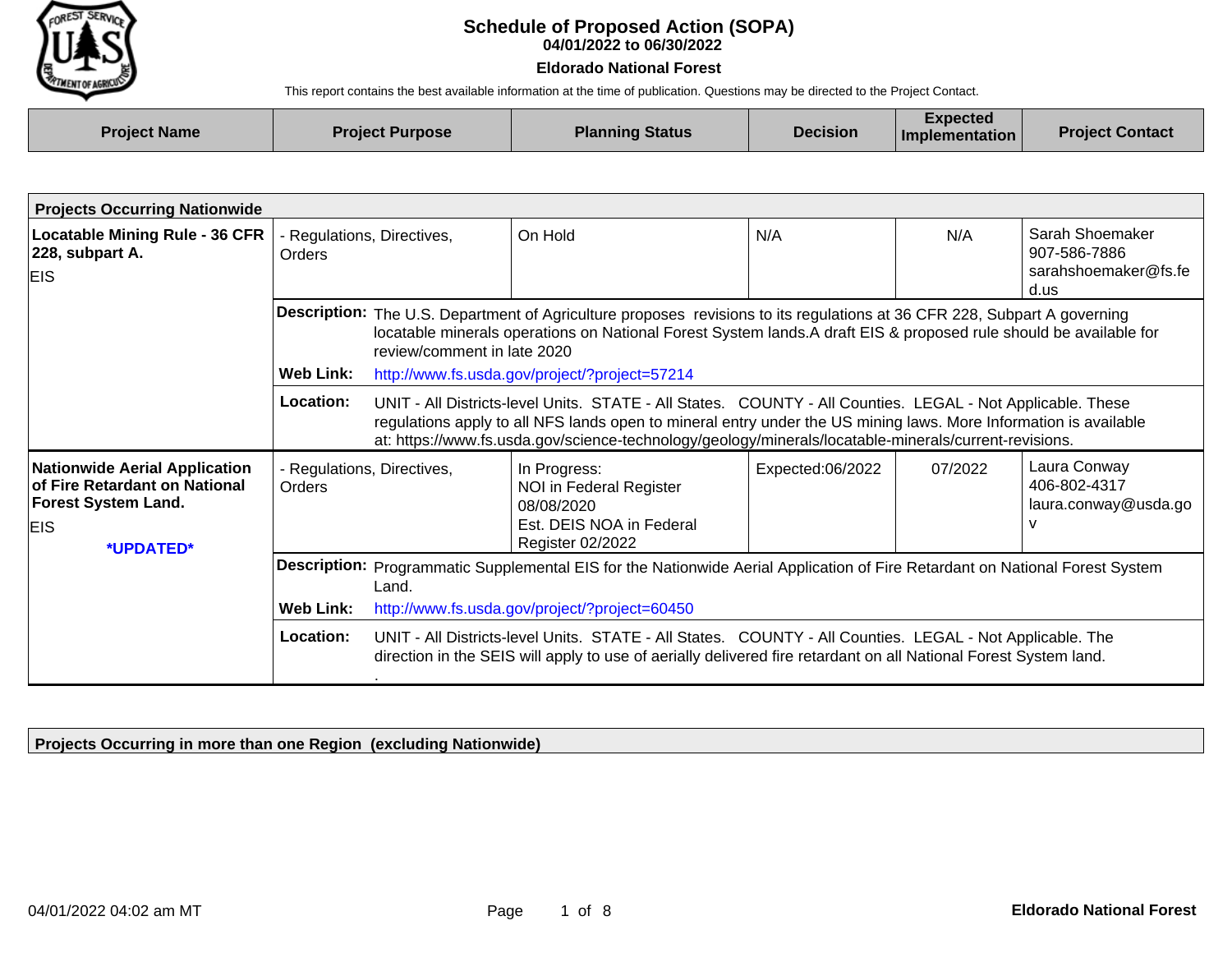# Schedule of Proposed Action (SOPA)

**04/01/2022 to 06/30/2022**

**Eldorado National Forest**

This report contains the best available information at the time of publication. Questions may be directed to the Project Contact.

| Project Name | Project Purpose | Planning Status | Decision | Expected Implementation | Project Contact |
|---|---|---|---|---|---|

## Projects Occurring Nationwide

| Project Name | Project Purpose | Planning Status | Decision | Expected Implementation | Project Contact |
|---|---|---|---|---|---|
| **Locatable Mining Rule - 36 CFR 228, subpart A.** EIS | - Regulations, Directives, Orders | On Hold | N/A | N/A | Sarah Shoemaker 907-586-7886 sarahshoemaker@fs.fed.us |

**Description:** The U.S. Department of Agriculture proposes revisions to its regulations at 36 CFR 228, Subpart A governing locatable minerals operations on National Forest System lands.A draft EIS & proposed rule should be available for review/comment in late 2020

**Web Link:** http://www.fs.usda.gov/project/?project=57214

**Location:** UNIT - All Districts-level Units. STATE - All States. COUNTY - All Counties. LEGAL - Not Applicable. These regulations apply to all NFS lands open to mineral entry under the US mining laws. More Information is available at: https://www.fs.usda.gov/science-technology/geology/minerals/locatable-minerals/current-revisions.

| Project Name | Project Purpose | Planning Status | Decision | Expected Implementation | Project Contact |
|---|---|---|---|---|---|
| **Nationwide Aerial Application of Fire Retardant on National Forest System Land.** EIS **\*UPDATED\*** | - Regulations, Directives, Orders | In Progress: NOI in Federal Register 08/08/2020 Est. DEIS NOA in Federal Register 02/2022 | Expected:06/2022 | 07/2022 | Laura Conway 406-802-4317 laura.conway@usda.gov |

**Description:** Programmatic Supplemental EIS for the Nationwide Aerial Application of Fire Retardant on National Forest System Land.

**Web Link:** http://www.fs.usda.gov/project/?project=60450

**Location:** UNIT - All Districts-level Units. STATE - All States. COUNTY - All Counties. LEGAL - Not Applicable. The direction in the SEIS will apply to use of aerially delivered fire retardant on all National Forest System land.
.

## Projects Occurring in more than one Region (excluding Nationwide)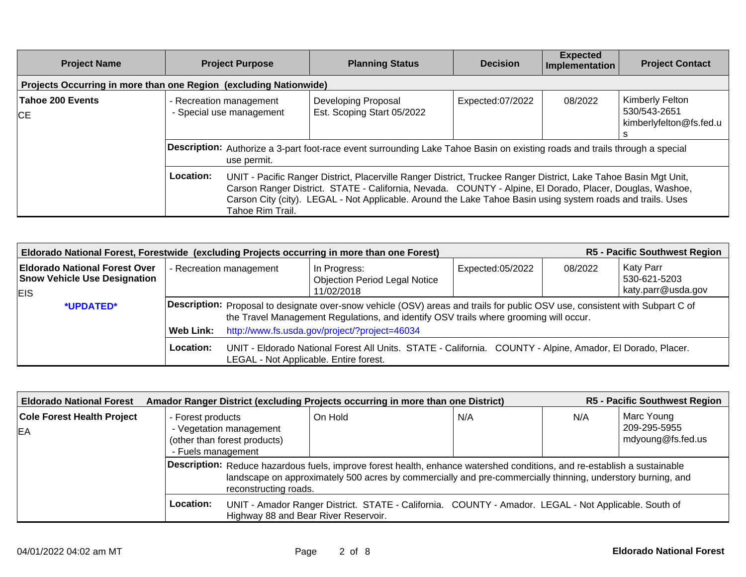| Project Name | Project Purpose | Planning Status | Decision | Expected Implementation | Project Contact |
|---|---|---|---|---|---|
| **Projects Occurring in more than one Region (excluding Nationwide)** | | | | | |
| **Tahoe 200 Events**<br>CE | - Recreation management<br>- Special use management | Developing Proposal<br>Est. Scoping Start 05/2022 | Expected:07/2022 | 08/2022 | Kimberly Felton<br>530/543-2651<br>kimberlyfelton@fs.fed.us |
| | **Description:** Authorize a 3-part foot-race event surrounding Lake Tahoe Basin on existing roads and trails through a special use permit. | | | | |
| | **Location:** UNIT - Pacific Ranger District, Placerville Ranger District, Truckee Ranger District, Lake Tahoe Basin Mgt Unit, Carson Ranger District. STATE - California, Nevada. COUNTY - Alpine, El Dorado, Placer, Douglas, Washoe, Carson City (city). LEGAL - Not Applicable. Around the Lake Tahoe Basin using system roads and trails. Uses Tahoe Rim Trail. | | | | |

| **Eldorado National Forest, Forestwide (excluding Projects occurring in more than one Forest)** | | | | **R5 - Pacific Southwest Region** | |
|---|---|---|---|---|---|
| **Eldorado National Forest Over Snow Vehicle Use Designation**<br>EIS<br>***UPDATED*** | - Recreation management | In Progress:<br>Objection Period Legal Notice 11/02/2018 | Expected:05/2022 | 08/2022 | Katy Parr<br>530-621-5203<br>katy.parr@usda.gov |
| | **Description:** Proposal to designate over-snow vehicle (OSV) areas and trails for public OSV use, consistent with Subpart C of the Travel Management Regulations, and identify OSV trails where grooming will occur. | | | | |
| | **Web Link:** http://www.fs.usda.gov/project/?project=46034 | | | | |
| | **Location:** UNIT - Eldorado National Forest All Units. STATE - California. COUNTY - Alpine, Amador, El Dorado, Placer. LEGAL - Not Applicable. Entire forest. | | | | |

| **Eldorado National Forest Amador Ranger District (excluding Projects occurring in more than one District)** | | | | **R5 - Pacific Southwest Region** | |
|---|---|---|---|---|---|
| **Cole Forest Health Project**<br>EA | - Forest products<br>- Vegetation management (other than forest products)<br>- Fuels management | On Hold | N/A | N/A | Marc Young<br>209-295-5955<br>mdyoung@fs.fed.us |
| | **Description:** Reduce hazardous fuels, improve forest health, enhance watershed conditions, and re-establish a sustainable landscape on approximately 500 acres by commercially and pre-commercially thinning, understory burning, and reconstructing roads. | | | | |
| | **Location:** UNIT - Amador Ranger District. STATE - California. COUNTY - Amador. LEGAL - Not Applicable. South of Highway 88 and Bear River Reservoir. | | | | |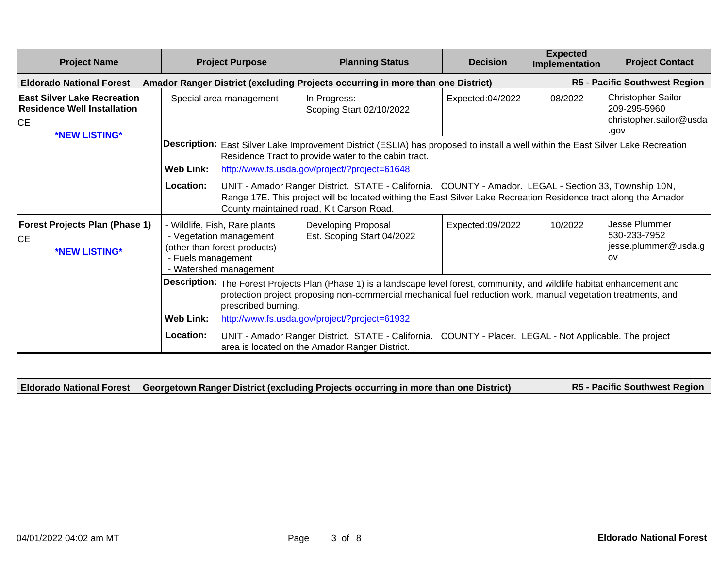| Project Name | Project Purpose | Planning Status | Decision | Expected Implementation | Project Contact |
|---|---|---|---|---|---|
| **Eldorado National Forest** | **Amador Ranger District (excluding Projects occurring in more than one District)** | | | | **R5 - Pacific Southwest Region** |
| **East Silver Lake Recreation Residence Well Installation**<br>CE<br>***NEW LISTING*** | - Special area management | In Progress:<br>Scoping Start 02/10/2022 | Expected:04/2022 | 08/2022 | Christopher Sailor<br>209-295-5960<br>christopher.sailor@usda.gov |
| | **Description:** East Silver Lake Improvement District (ESLIA) has proposed to install a well within the East Silver Lake Recreation Residence Tract to provide water to the cabin tract.<br>**Web Link:** http://www.fs.usda.gov/project/?project=61648 | | | | |
| | **Location:** UNIT - Amador Ranger District. STATE - California. COUNTY - Amador. LEGAL - Section 33, Township 10N, Range 17E. This project will be located withing the East Silver Lake Recreation Residence tract along the Amador County maintained road, Kit Carson Road. | | | | |
| **Forest Projects Plan (Phase 1)**<br>CE<br>***NEW LISTING*** | - Wildlife, Fish, Rare plants<br>- Vegetation management (other than forest products)<br>- Fuels management<br>- Watershed management | Developing Proposal<br>Est. Scoping Start 04/2022 | Expected:09/2022 | 10/2022 | Jesse Plummer<br>530-233-7952<br>jesse.plummer@usda.gov |
| | **Description:** The Forest Projects Plan (Phase 1) is a landscape level forest, community, and wildlife habitat enhancement and protection project proposing non-commercial mechanical fuel reduction work, manual vegetation treatments, and prescribed burning.<br>**Web Link:** http://www.fs.usda.gov/project/?project=61932 | | | | |
| | **Location:** UNIT - Amador Ranger District. STATE - California. COUNTY - Placer. LEGAL - Not Applicable. The project area is located on the Amador Ranger District. | | | | |

| **Eldorado National Forest** | **Georgetown Ranger District (excluding Projects occurring in more than one District)** | **R5 - Pacific Southwest Region** |
|---|---|---|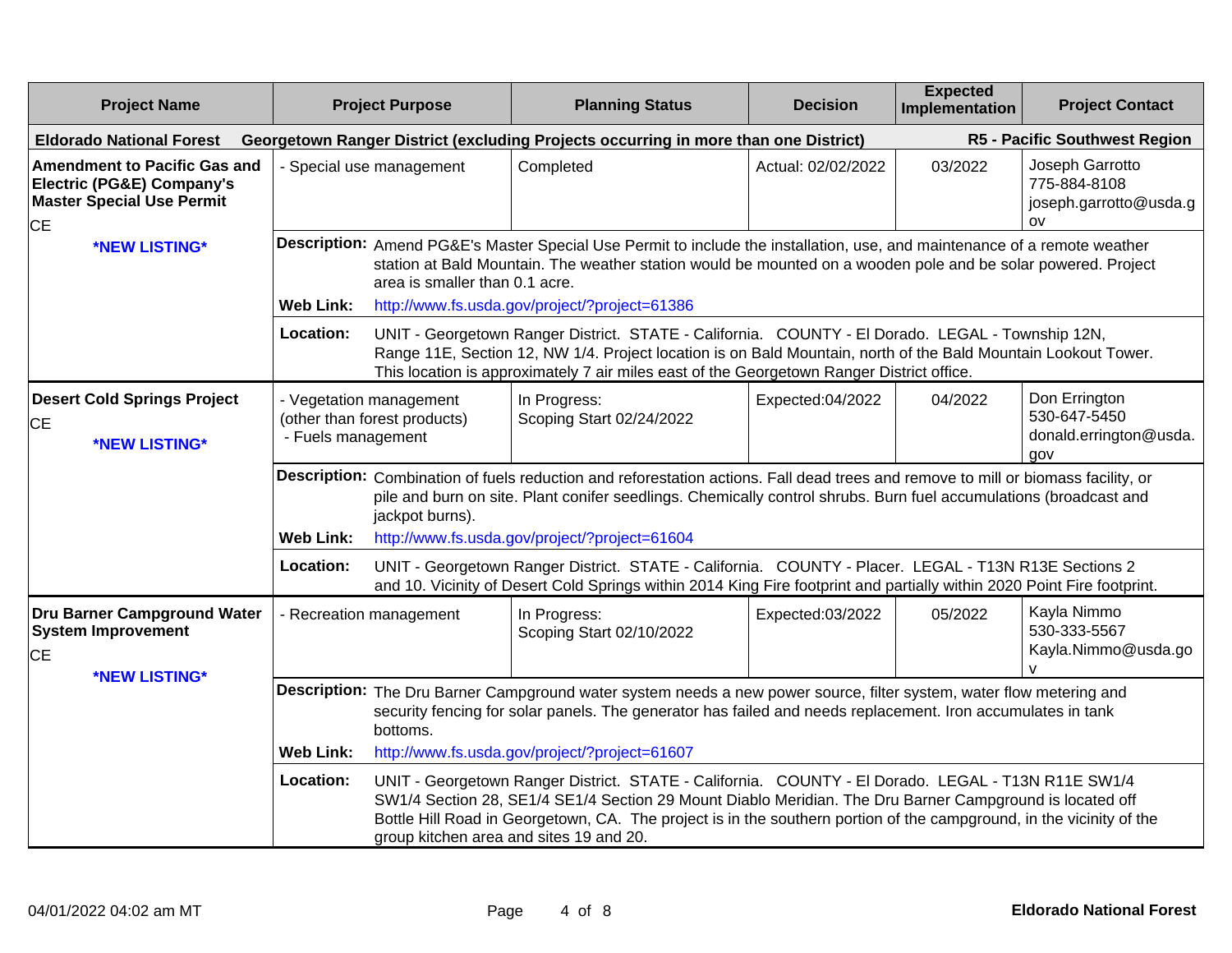| Project Name | Project Purpose | Planning Status | Decision | Expected Implementation | Project Contact |
| --- | --- | --- | --- | --- | --- |
| **Eldorado National Forest** | **Georgetown Ranger District (excluding Projects occurring in more than one District)** | | | | **R5 - Pacific Southwest Region** |
| **Amendment to Pacific Gas and Electric (PG&E) Company's Master Special Use Permit**<br>CE<br>***NEW LISTING*** | - Special use management | Completed | Actual: 02/02/2022 | 03/2022 | Joseph Garrotto<br>775-884-8108<br>joseph.garrotto@usda.gov |
| | **Description:** Amend PG&E's Master Special Use Permit to include the installation, use, and maintenance of a remote weather station at Bald Mountain. The weather station would be mounted on a wooden pole and be solar powered. Project area is smaller than 0.1 acre.<br>**Web Link:** http://www.fs.usda.gov/project/?project=61386 | | | | |
| | **Location:** UNIT - Georgetown Ranger District. STATE - California. COUNTY - El Dorado. LEGAL - Township 12N, Range 11E, Section 12, NW 1/4. Project location is on Bald Mountain, north of the Bald Mountain Lookout Tower. This location is approximately 7 air miles east of the Georgetown Ranger District office. | | | | |
| **Desert Cold Springs Project**<br>CE<br>***NEW LISTING*** | - Vegetation management (other than forest products)<br>- Fuels management | In Progress:<br>Scoping Start 02/24/2022 | Expected:04/2022 | 04/2022 | Don Errington<br>530-647-5450<br>donald.errington@usda.gov |
| | **Description:** Combination of fuels reduction and reforestation actions. Fall dead trees and remove to mill or biomass facility, or pile and burn on site. Plant conifer seedlings. Chemically control shrubs. Burn fuel accumulations (broadcast and jackpot burns).<br>**Web Link:** http://www.fs.usda.gov/project/?project=61604 | | | | |
| | **Location:** UNIT - Georgetown Ranger District. STATE - California. COUNTY - Placer. LEGAL - T13N R13E Sections 2 and 10. Vicinity of Desert Cold Springs within 2014 King Fire footprint and partially within 2020 Point Fire footprint. | | | | |
| **Dru Barner Campground Water System Improvement**<br>CE<br>***NEW LISTING*** | - Recreation management | In Progress:<br>Scoping Start 02/10/2022 | Expected:03/2022 | 05/2022 | Kayla Nimmo<br>530-333-5567<br>Kayla.Nimmo@usda.gov |
| | **Description:** The Dru Barner Campground water system needs a new power source, filter system, water flow metering and security fencing for solar panels. The generator has failed and needs replacement. Iron accumulates in tank bottoms.<br>**Web Link:** http://www.fs.usda.gov/project/?project=61607 | | | | |
| | **Location:** UNIT - Georgetown Ranger District. STATE - California. COUNTY - El Dorado. LEGAL - T13N R11E SW1/4 SW1/4 Section 28, SE1/4 SE1/4 Section 29 Mount Diablo Meridian. The Dru Barner Campground is located off Bottle Hill Road in Georgetown, CA. The project is in the southern portion of the campground, in the vicinity of the group kitchen area and sites 19 and 20. | | | | |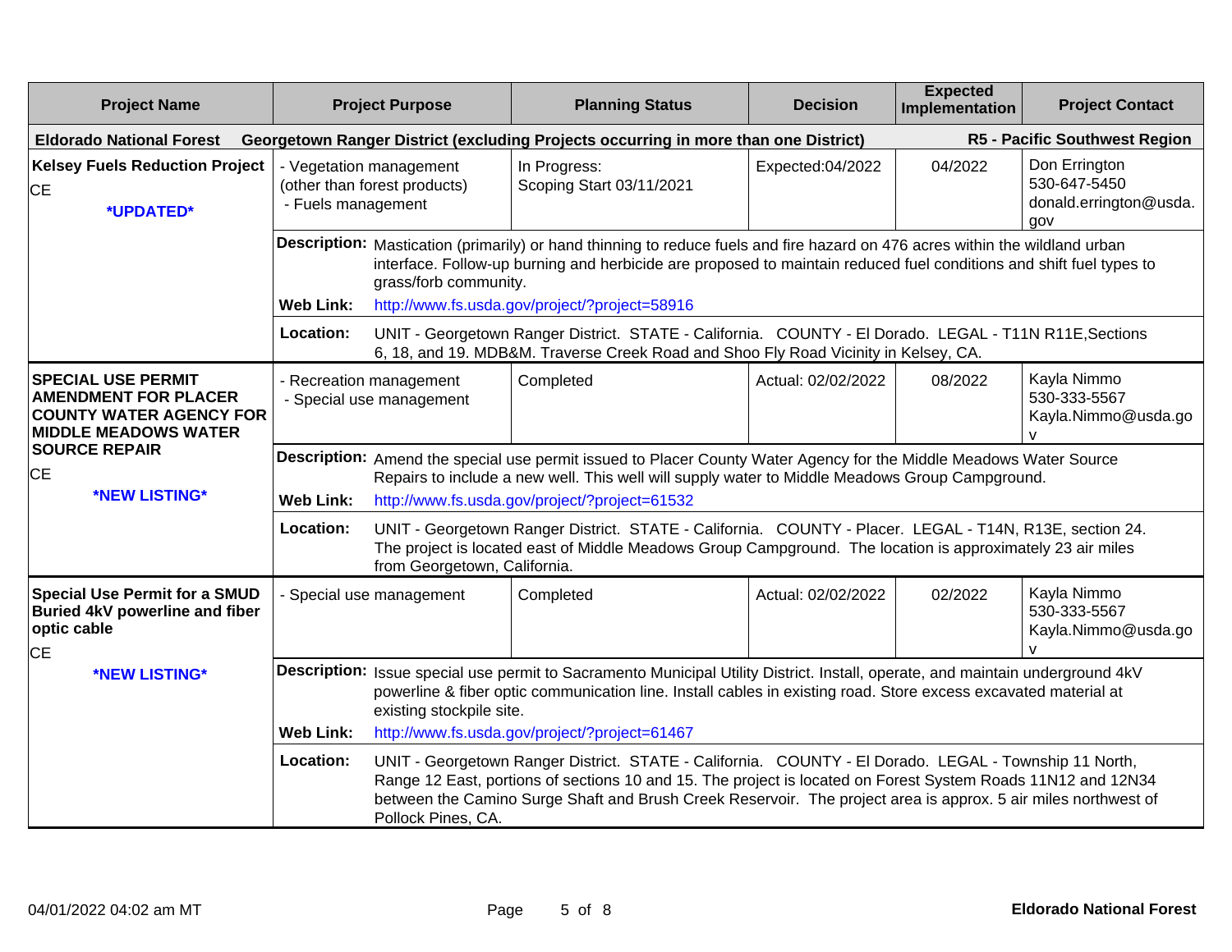| Project Name | Project Purpose | Planning Status | Decision | Expected Implementation | Project Contact |
|---|---|---|---|---|---|
| **Eldorado National Forest** | **Georgetown Ranger District (excluding Projects occurring in more than one District)** | | | | **R5 - Pacific Southwest Region** |
| **Kelsey Fuels Reduction Project** CE ***UPDATED*** | - Vegetation management (other than forest products) - Fuels management | In Progress: Scoping Start 03/11/2021 | Expected:04/2022 | 04/2022 | Don Errington 530-647-5450 donald.errington@usda.gov |
| | **Description:** Mastication (primarily) or hand thinning to reduce fuels and fire hazard on 476 acres within the wildland urban interface. Follow-up burning and herbicide are proposed to maintain reduced fuel conditions and shift fuel types to grass/forb community. **Web Link:** http://www.fs.usda.gov/project/?project=58916 | | | | |
| | **Location:** UNIT - Georgetown Ranger District. STATE - California. COUNTY - El Dorado. LEGAL - T11N R11E,Sections 6, 18, and 19. MDB&M. Traverse Creek Road and Shoo Fly Road Vicinity in Kelsey, CA. | | | | |
| **SPECIAL USE PERMIT AMENDMENT FOR PLACER COUNTY WATER AGENCY FOR MIDDLE MEADOWS WATER SOURCE REPAIR** CE ***NEW LISTING*** | - Recreation management - Special use management | Completed | Actual: 02/02/2022 | 08/2022 | Kayla Nimmo 530-333-5567 Kayla.Nimmo@usda.gov |
| | **Description:** Amend the special use permit issued to Placer County Water Agency for the Middle Meadows Water Source Repairs to include a new well. This well will supply water to Middle Meadows Group Campground. **Web Link:** http://www.fs.usda.gov/project/?project=61532 | | | | |
| | **Location:** UNIT - Georgetown Ranger District. STATE - California. COUNTY - Placer. LEGAL - T14N, R13E, section 24. The project is located east of Middle Meadows Group Campground. The location is approximately 23 air miles from Georgetown, California. | | | | |
| **Special Use Permit for a SMUD Buried 4kV powerline and fiber optic cable** CE ***NEW LISTING*** | - Special use management | Completed | Actual: 02/02/2022 | 02/2022 | Kayla Nimmo 530-333-5567 Kayla.Nimmo@usda.gov |
| | **Description:** Issue special use permit to Sacramento Municipal Utility District. Install, operate, and maintain underground 4kV powerline & fiber optic communication line. Install cables in existing road. Store excess excavated material at existing stockpile site. **Web Link:** http://www.fs.usda.gov/project/?project=61467 | | | | |
| | **Location:** UNIT - Georgetown Ranger District. STATE - California. COUNTY - El Dorado. LEGAL - Township 11 North, Range 12 East, portions of sections 10 and 15. The project is located on Forest System Roads 11N12 and 12N34 between the Camino Surge Shaft and Brush Creek Reservoir. The project area is approx. 5 air miles northwest of Pollock Pines, CA. | | | | |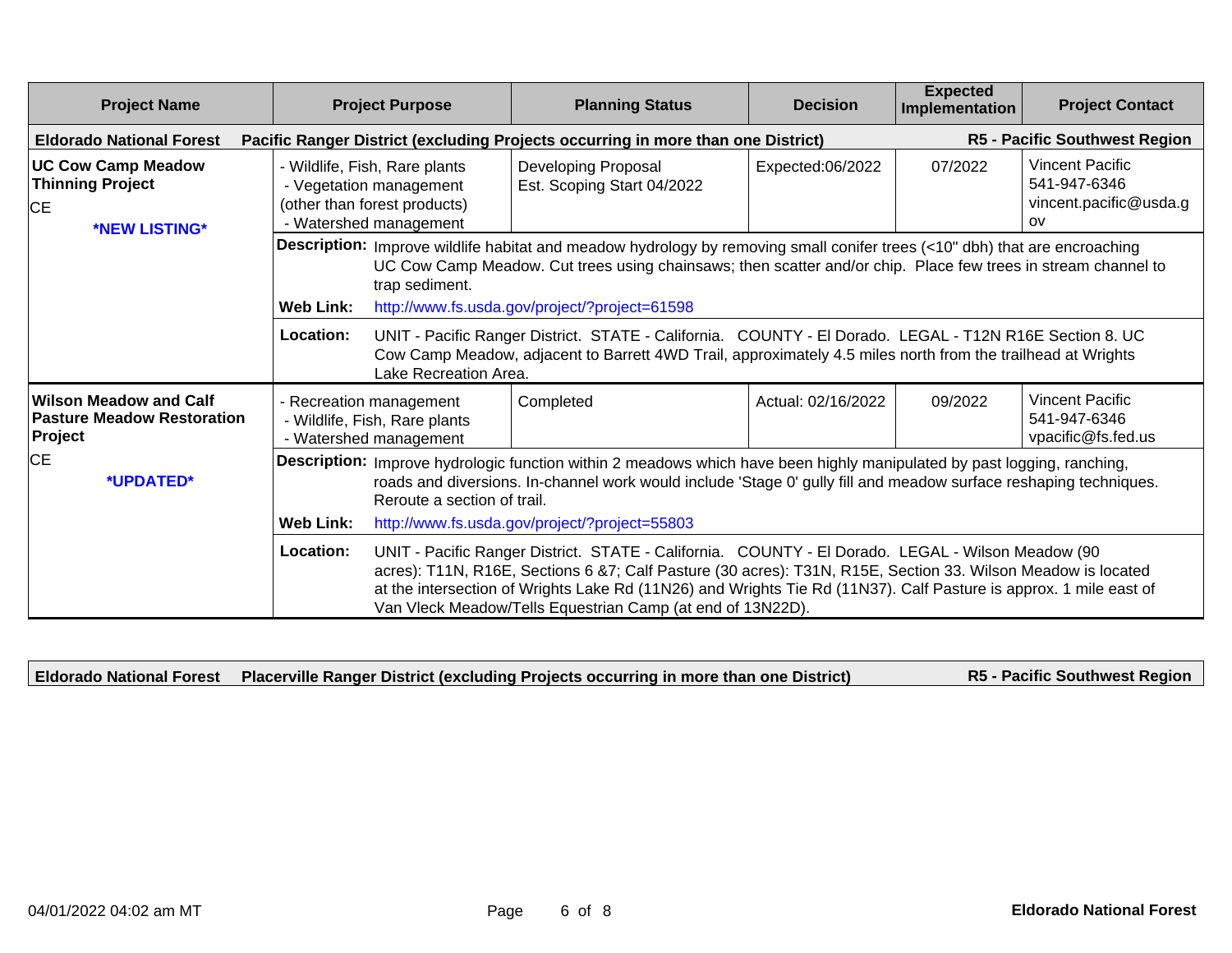| Project Name | Project Purpose | Planning Status | Decision | Expected Implementation | Project Contact |
|---|---|---|---|---|---|
| **Eldorado National Forest** | **Pacific Ranger District (excluding Projects occurring in more than one District)** | | | | **R5 - Pacific Southwest Region** |
| **UC Cow Camp Meadow Thinning Project**<br>CE<br>***NEW LISTING*** | - Wildlife, Fish, Rare plants<br>- Vegetation management (other than forest products)<br>- Watershed management | Developing Proposal<br>Est. Scoping Start 04/2022 | Expected:06/2022 | 07/2022 | Vincent Pacific<br>541-947-6346<br>vincent.pacific@usda.gov |
| | **Description:** Improve wildlife habitat and meadow hydrology by removing small conifer trees (<10" dbh) that are encroaching UC Cow Camp Meadow. Cut trees using chainsaws; then scatter and/or chip. Place few trees in stream channel to trap sediment.<br>**Web Link:** http://www.fs.usda.gov/project/?project=61598 | | | | |
| | **Location:** UNIT - Pacific Ranger District. STATE - California. COUNTY - El Dorado. LEGAL - T12N R16E Section 8. UC Cow Camp Meadow, adjacent to Barrett 4WD Trail, approximately 4.5 miles north from the trailhead at Wrights Lake Recreation Area. | | | | |
| **Wilson Meadow and Calf Pasture Meadow Restoration Project**<br>CE<br>***UPDATED*** | - Recreation management<br>- Wildlife, Fish, Rare plants<br>- Watershed management | Completed | Actual: 02/16/2022 | 09/2022 | Vincent Pacific<br>541-947-6346<br>vpacific@fs.fed.us |
| | **Description:** Improve hydrologic function within 2 meadows which have been highly manipulated by past logging, ranching, roads and diversions. In-channel work would include 'Stage 0' gully fill and meadow surface reshaping techniques. Reroute a section of trail.<br>**Web Link:** http://www.fs.usda.gov/project/?project=55803 | | | | |
| | **Location:** UNIT - Pacific Ranger District. STATE - California. COUNTY - El Dorado. LEGAL - Wilson Meadow (90 acres): T11N, R16E, Sections 6 &7; Calf Pasture (30 acres): T31N, R15E, Section 33. Wilson Meadow is located at the intersection of Wrights Lake Rd (11N26) and Wrights Tie Rd (11N37). Calf Pasture is approx. 1 mile east of Van Vleck Meadow/Tells Equestrian Camp (at end of 13N22D). | | | | |

| | | |
|---|---|---|
| **Eldorado National Forest** | **Placerville Ranger District (excluding Projects occurring in more than one District)** | **R5 - Pacific Southwest Region** |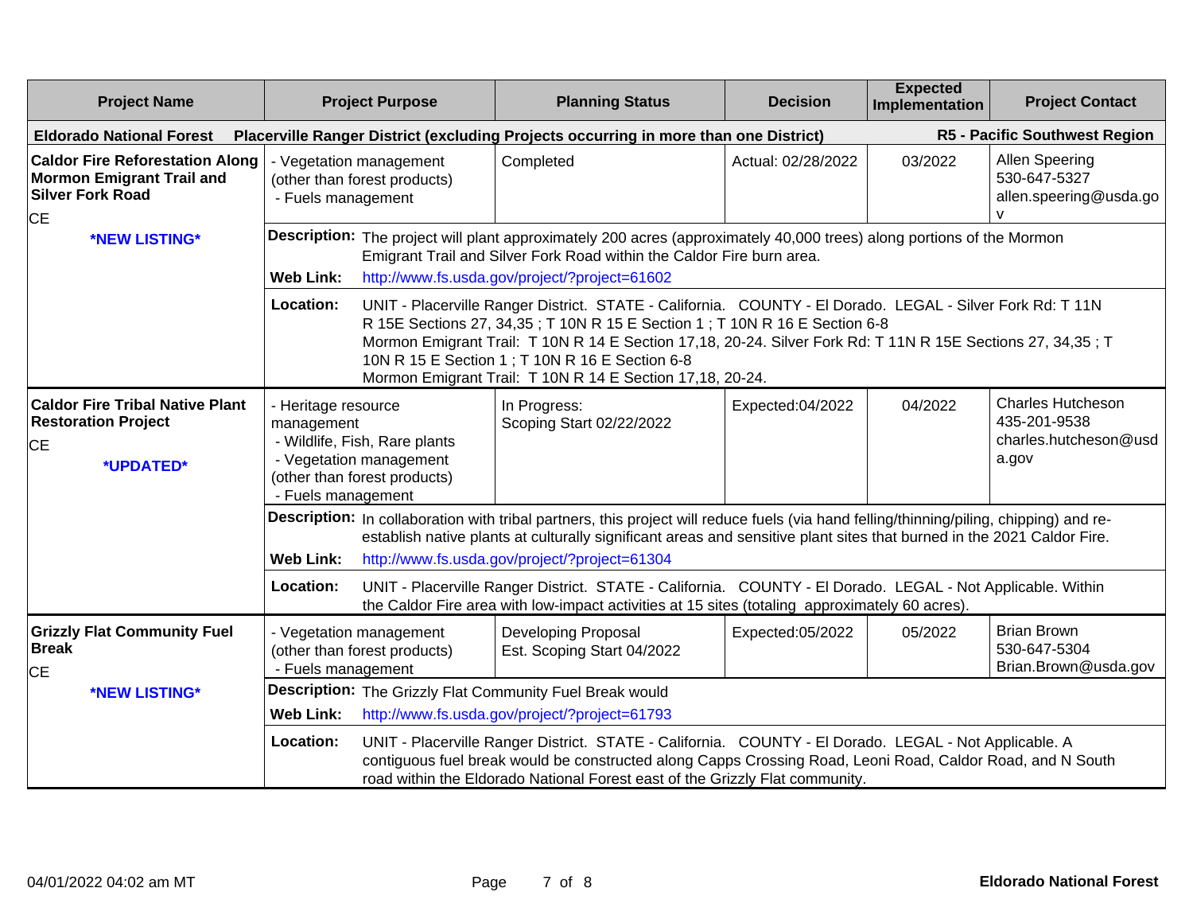| Project Name | Project Purpose | Planning Status | Decision | Expected Implementation | Project Contact |
|---|---|---|---|---|---|
| **Eldorado National Forest** | **Placerville Ranger District (excluding Projects occurring in more than one District)** | | | | **R5 - Pacific Southwest Region** |
| **Caldor Fire Reforestation Along Mormon Emigrant Trail and Silver Fork Road**<br>CE<br>***NEW LISTING*** | - Vegetation management (other than forest products)<br>- Fuels management | Completed | Actual: 02/28/2022 | 03/2022 | Allen Speering<br>530-647-5327<br>allen.speering@usda.gov |
| | **Description:** The project will plant approximately 200 acres (approximately 40,000 trees) along portions of the Mormon Emigrant Trail and Silver Fork Road within the Caldor Fire burn area.<br>**Web Link:** http://www.fs.usda.gov/project/?project=61602<br>**Location:** UNIT - Placerville Ranger District. STATE - California. COUNTY - El Dorado. LEGAL - Silver Fork Rd: T 11N R 15E Sections 27, 34,35 ; T 10N R 15 E Section 1 ; T 10N R 16 E Section 6-8 Mormon Emigrant Trail: T 10N R 14 E Section 17,18, 20-24. Silver Fork Rd: T 11N R 15E Sections 27, 34,35 ; T 10N R 15 E Section 1 ; T 10N R 16 E Section 6-8 Mormon Emigrant Trail: T 10N R 14 E Section 17,18, 20-24. | | | | |
| **Caldor Fire Tribal Native Plant Restoration Project**<br>CE<br>***UPDATED*** | - Heritage resource management<br>- Wildlife, Fish, Rare plants<br>- Vegetation management (other than forest products)<br>- Fuels management | In Progress:<br>Scoping Start 02/22/2022 | Expected:04/2022 | 04/2022 | Charles Hutcheson<br>435-201-9538<br>charles.hutcheson@usda.gov |
| | **Description:** In collaboration with tribal partners, this project will reduce fuels (via hand felling/thinning/piling, chipping) and re-establish native plants at culturally significant areas and sensitive plant sites that burned in the 2021 Caldor Fire.<br>**Web Link:** http://www.fs.usda.gov/project/?project=61304<br>**Location:** UNIT - Placerville Ranger District. STATE - California. COUNTY - El Dorado. LEGAL - Not Applicable. Within the Caldor Fire area with low-impact activities at 15 sites (totaling approximately 60 acres). | | | | |
| **Grizzly Flat Community Fuel Break**<br>CE<br>***NEW LISTING*** | - Vegetation management (other than forest products)<br>- Fuels management | Developing Proposal<br>Est. Scoping Start 04/2022 | Expected:05/2022 | 05/2022 | Brian Brown<br>530-647-5304<br>Brian.Brown@usda.gov |
| | **Description:** The Grizzly Flat Community Fuel Break would<br>**Web Link:** http://www.fs.usda.gov/project/?project=61793<br>**Location:** UNIT - Placerville Ranger District. STATE - California. COUNTY - El Dorado. LEGAL - Not Applicable. A contiguous fuel break would be constructed along Capps Crossing Road, Leoni Road, Caldor Road, and N South road within the Eldorado National Forest east of the Grizzly Flat community. | | | | |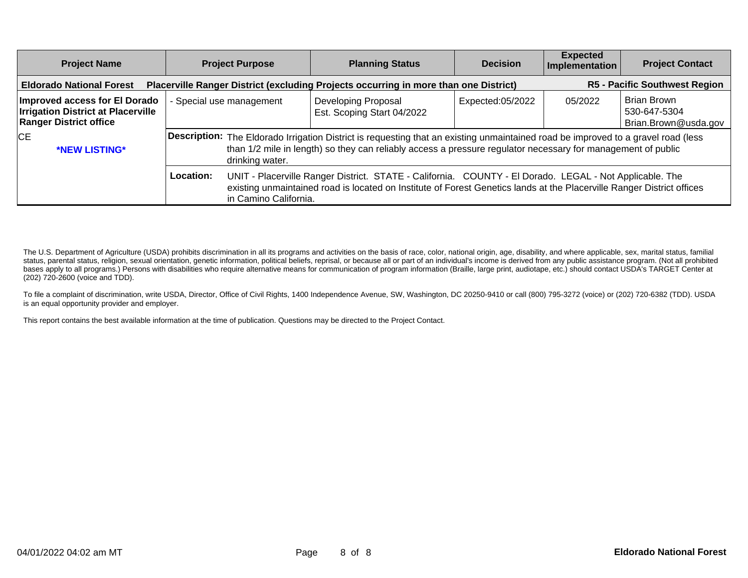| Project Name | Project Purpose | Planning Status | Decision | Expected Implementation | Project Contact |
|---|---|---|---|---|---|
| **Eldorado National Forest** | **Placerville Ranger District (excluding Projects occurring in more than one District)** | | | | **R5 - Pacific Southwest Region** |
| **Improved access for El Dorado Irrigation District at Placerville Ranger District office** | - Special use management | Developing Proposal<br>Est. Scoping Start 04/2022 | Expected:05/2022 | 05/2022 | Brian Brown<br>530-647-5304<br>Brian.Brown@usda.gov |
| CE<br>***NEW LISTING*** | **Description:** The Eldorado Irrigation District is requesting that an existing unmaintained road be improved to a gravel road (less than 1/2 mile in length) so they can reliably access a pressure regulator necessary for management of public drinking water. | | | | |
| | **Location:** UNIT - Placerville Ranger District. STATE - California. COUNTY - El Dorado. LEGAL - Not Applicable. The existing unmaintained road is located on Institute of Forest Genetics lands at the Placerville Ranger District offices in Camino California. | | | | |

The U.S. Department of Agriculture (USDA) prohibits discrimination in all its programs and activities on the basis of race, color, national origin, age, disability, and where applicable, sex, marital status, familial status, parental status, religion, sexual orientation, genetic information, political beliefs, reprisal, or because all or part of an individual's income is derived from any public assistance program. (Not all prohibited bases apply to all programs.) Persons with disabilities who require alternative means for communication of program information (Braille, large print, audiotape, etc.) should contact USDA's TARGET Center at (202) 720-2600 (voice and TDD).

To file a complaint of discrimination, write USDA, Director, Office of Civil Rights, 1400 Independence Avenue, SW, Washington, DC 20250-9410 or call (800) 795-3272 (voice) or (202) 720-6382 (TDD). USDA is an equal opportunity provider and employer.

This report contains the best available information at the time of publication. Questions may be directed to the Project Contact.